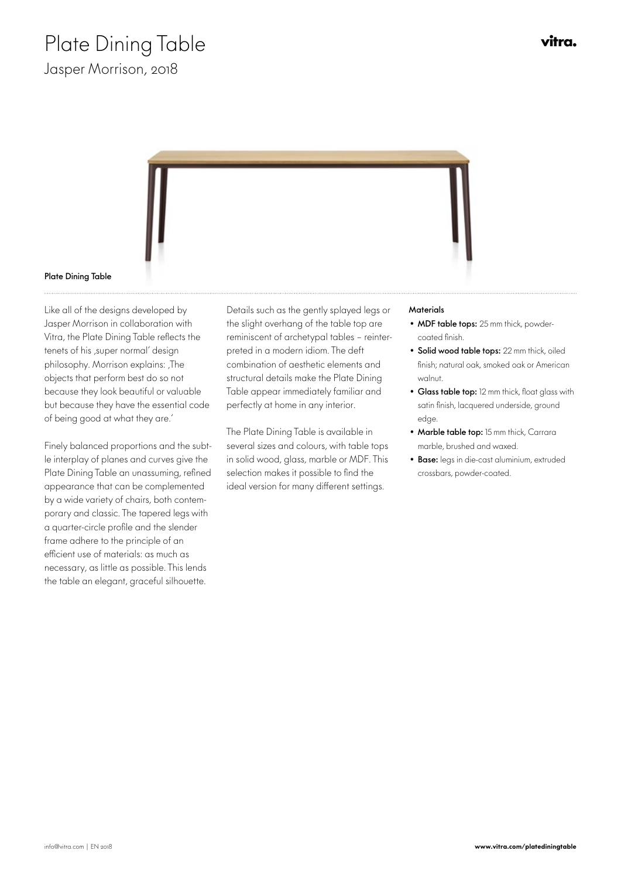# Plate Dining Table

Jasper Morrison, 2018

vitra.

**Plate Dining Table**

Like all of the designs developed by Jasper Morrison in collaboration with Vitra, the Plate Dining Table reflects the tenets of his ‚super normal' design philosophy. Morrison explains: ‚The objects that perform best do so not because they look beautiful or valuable but because they have the essential code of being good at what they are.'

Finely balanced proportions and the subtle interplay of planes and curves give the Plate Dining Table an unassuming, refined appearance that can be complemented by a wide variety of chairs, both contemporary and classic. The tapered legs with a quarter-circle profile and the slender frame adhere to the principle of an efficient use of materials: as much as necessary, as little as possible. This lends the table an elegant, graceful silhouette.

Details such as the gently splayed legs or the slight overhang of the table top are reminiscent of archetypal tables – reinterpreted in a modern idiom. The deft combination of aesthetic elements and structural details make the Plate Dining Table appear immediately familiar and perfectly at home in any interior.

The Plate Dining Table is available in several sizes and colours, with table tops in solid wood, glass, marble or MDF. This selection makes it possible to find the ideal version for many different settings.

**Materials**

- **MDF table tops:** 25 mm thick, powder-coated finish.
- **Solid wood table tops:** 22 mm thick, oiled finish; natural oak, smoked oak or American walnut.
- **Glass table top:** 12 mm thick, float glass with satin finish, lacquered underside, ground edge.
- **Marble table top:** 15 mm thick, Carrara marble, brushed and waxed.
- **Base:** legs in die-cast aluminium, extruded crossbars, powder-coated.

info@vitra.com | EN 2018

**www.vitra.com/platediningtable**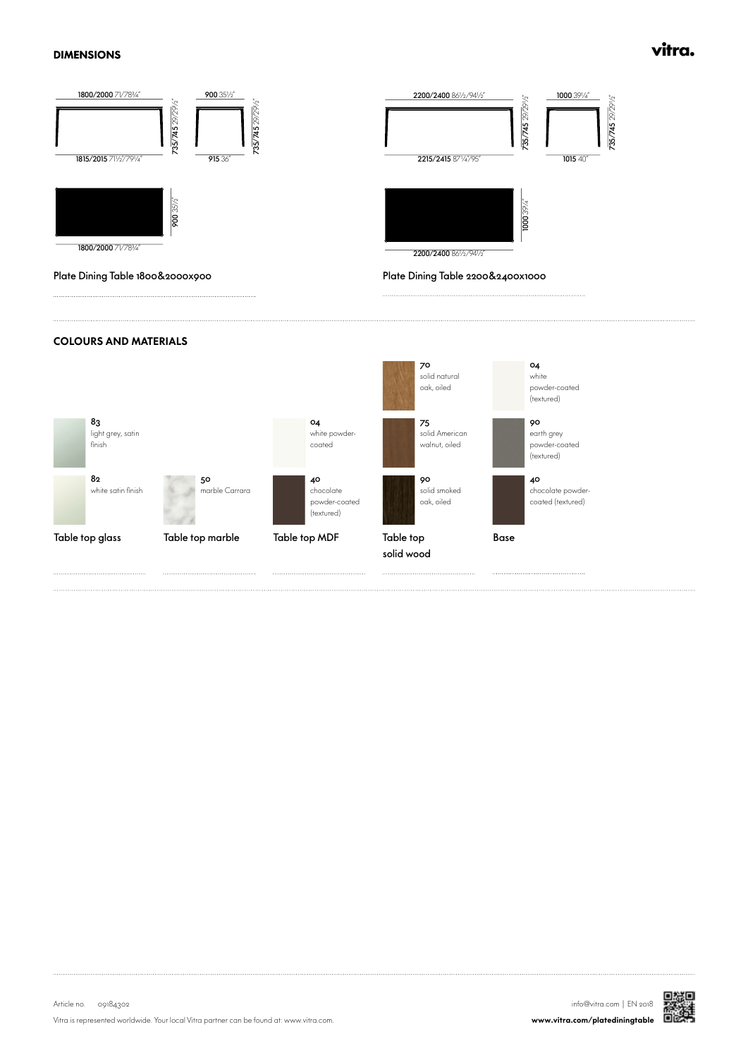## DIMENSIONS

1800/2000 71"/78¾"

900 35½"

735/745 29"/29½"

735/745 29"/29½"

1815/2015 71½"/79¼"

915 36"

900 35½"

1800/2000 71"/78¾"

Plate Dining Table 1800&2000x900

2200/2400 86½"/94½"

1000 39¼"

735/745 29"/29½"

735/745 29"/29½"

2215/2415 87¼"/95"

1015 40"

1000 39¼"

2200/2400 86½"/94½"

Plate Dining Table 2200&2400x1000

## COLOURS AND MATERIALS

**Table top glass**
- 83 light grey, satin finish
- 82 white satin finish

**Table top marble**
- 50 marble Carrara

**Table top MDF**
- 04 white powder-coated
- 40 chocolate powder-coated (textured)

**Table top solid wood**
- 70 solid natural oak, oiled
- 75 solid American walnut, oiled
- 90 solid smoked oak, oiled

**Base**
- 04 white powder-coated (textured)
- 90 earth grey powder-coated (textured)
- 40 chocolate powder-coated (textured)

Article no. 09184302

Vitra is represented worldwide. Your local Vitra partner can be found at: www.vitra.com.

info@vitra.com | EN 2018

**www.vitra.com/platediningtable**